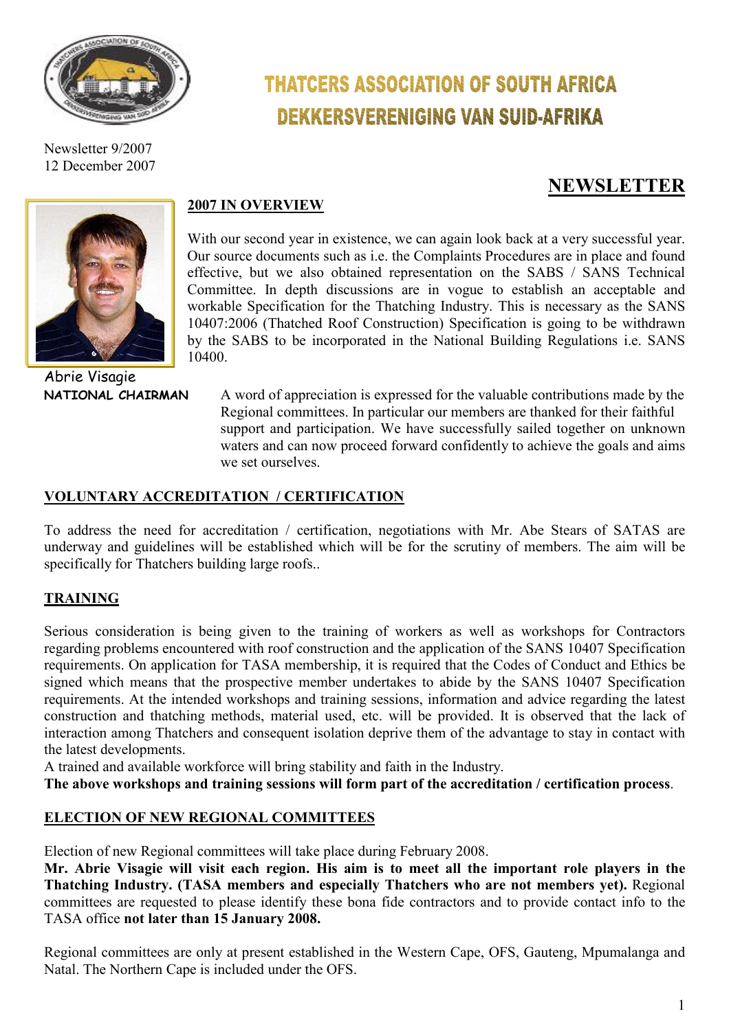# THATCERS ASSOCIATION OF SOUTH AFRICA
# DEKKERSVERENIGING VAN SUID-AFRIKA

Newsletter 9/2007
12 December 2007

## NEWSLETTER

Abrie Visagie
**NATIONAL CHAIRMAN**

### 2007 IN OVERVIEW

With our second year in existence, we can again look back at a very successful year. Our source documents such as i.e. the Complaints Procedures are in place and found effective, but we also obtained representation on the SABS / SANS Technical Committee. In depth discussions are in vogue to establish an acceptable and workable Specification for the Thatching Industry. This is necessary as the SANS 10407:2006 (Thatched Roof Construction) Specification is going to be withdrawn by the SABS to be incorporated in the National Building Regulations i.e. SANS 10400.

A word of appreciation is expressed for the valuable contributions made by the Regional committees. In particular our members are thanked for their faithful support and participation. We have successfully sailed together on unknown waters and can now proceed forward confidently to achieve the goals and aims we set ourselves.

### VOLUNTARY ACCREDITATION / CERTIFICATION

To address the need for accreditation / certification, negotiations with Mr. Abe Stears of SATAS are underway and guidelines will be established which will be for the scrutiny of members. The aim will be specifically for Thatchers building large roofs..

### TRAINING

Serious consideration is being given to the training of workers as well as workshops for Contractors regarding problems encountered with roof construction and the application of the SANS 10407 Specification requirements. On application for TASA membership, it is required that the Codes of Conduct and Ethics be signed which means that the prospective member undertakes to abide by the SANS 10407 Specification requirements. At the intended workshops and training sessions, information and advice regarding the latest construction and thatching methods, material used, etc. will be provided. It is observed that the lack of interaction among Thatchers and consequent isolation deprive them of the advantage to stay in contact with the latest developments.
A trained and available workforce will bring stability and faith in the Industry.
**The above workshops and training sessions will form part of the accreditation / certification process**.

### ELECTION OF NEW REGIONAL COMMITTEES

Election of new Regional committees will take place during February 2008.
**Mr. Abrie Visagie will visit each region. His aim is to meet all the important role players in the Thatching Industry. (TASA members and especially Thatchers who are not members yet).** Regional committees are requested to please identify these bona fide contractors and to provide contact info to the TASA office **not later than 15 January 2008.**

Regional committees are only at present established in the Western Cape, OFS, Gauteng, Mpumalanga and Natal. The Northern Cape is included under the OFS.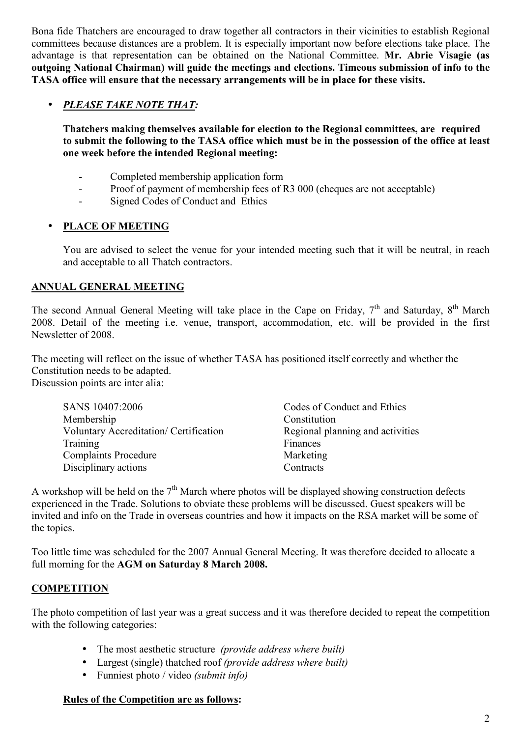Bona fide Thatchers are encouraged to draw together all contractors in their vicinities to establish Regional committees because distances are a problem. It is especially important now before elections take place. The advantage is that representation can be obtained on the National Committee. **Mr. Abrie Visagie (as outgoing National Chairman) will guide the meetings and elections. Timeous submission of info to the TASA office will ensure that the necessary arrangements will be in place for these visits.**

- ***PLEASE TAKE NOTE THAT:***

  **Thatchers making themselves available for election to the Regional committees, are required to submit the following to the TASA office which must be in the possession of the office at least one week before the intended Regional meeting:**

  - Completed membership application form
  - Proof of payment of membership fees of R3 000 (cheques are not acceptable)
  - Signed Codes of Conduct and Ethics

- **PLACE OF MEETING**

  You are advised to select the venue for your intended meeting such that it will be neutral, in reach and acceptable to all Thatch contractors.

## ANNUAL GENERAL MEETING

The second Annual General Meeting will take place in the Cape on Friday, 7th and Saturday, 8th March 2008. Detail of the meeting i.e. venue, transport, accommodation, etc. will be provided in the first Newsletter of 2008.

The meeting will reflect on the issue of whether TASA has positioned itself correctly and whether the Constitution needs to be adapted.
Discussion points are inter alia:

| | |
|---|---|
| SANS 10407:2006 | Codes of Conduct and Ethics |
| Membership | Constitution |
| Voluntary Accreditation/ Certification | Regional planning and activities |
| Training | Finances |
| Complaints Procedure | Marketing |
| Disciplinary actions | Contracts |

A workshop will be held on the 7th March where photos will be displayed showing construction defects experienced in the Trade. Solutions to obviate these problems will be discussed. Guest speakers will be invited and info on the Trade in overseas countries and how it impacts on the RSA market will be some of the topics.

Too little time was scheduled for the 2007 Annual General Meeting. It was therefore decided to allocate a full morning for the **AGM on Saturday 8 March 2008.**

## COMPETITION

The photo competition of last year was a great success and it was therefore decided to repeat the competition with the following categories:

- The most aesthetic structure *(provide address where built)*
- Largest (single) thatched roof *(provide address where built)*
- Funniest photo / video *(submit info)*

### Rules of the Competition are as follows: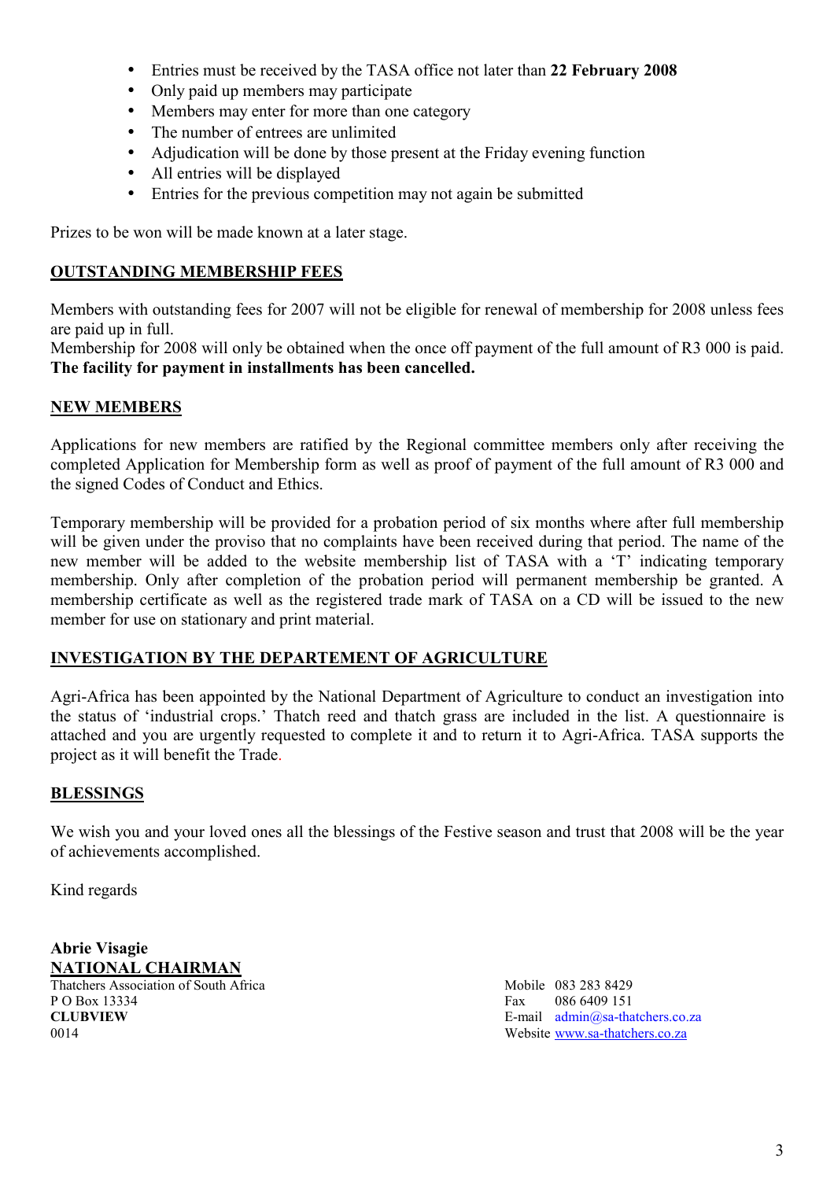- Entries must be received by the TASA office not later than **22 February 2008**
- Only paid up members may participate
- Members may enter for more than one category
- The number of entrees are unlimited
- Adjudication will be done by those present at the Friday evening function
- All entries will be displayed
- Entries for the previous competition may not again be submitted

Prizes to be won will be made known at a later stage.

## OUTSTANDING MEMBERSHIP FEES

Members with outstanding fees for 2007 will not be eligible for renewal of membership for 2008 unless fees are paid up in full.
Membership for 2008 will only be obtained when the once off payment of the full amount of R3 000 is paid. **The facility for payment in installments has been cancelled.**

## NEW MEMBERS

Applications for new members are ratified by the Regional committee members only after receiving the completed Application for Membership form as well as proof of payment of the full amount of R3 000 and the signed Codes of Conduct and Ethics.

Temporary membership will be provided for a probation period of six months where after full membership will be given under the proviso that no complaints have been received during that period. The name of the new member will be added to the website membership list of TASA with a 'T' indicating temporary membership. Only after completion of the probation period will permanent membership be granted. A membership certificate as well as the registered trade mark of TASA on a CD will be issued to the new member for use on stationary and print material.

## INVESTIGATION BY THE DEPARTEMENT OF AGRICULTURE

Agri-Africa has been appointed by the National Department of Agriculture to conduct an investigation into the status of 'industrial crops.' Thatch reed and thatch grass are included in the list. A questionnaire is attached and you are urgently requested to complete it and to return it to Agri-Africa. TASA supports the project as it will benefit the Trade.

## BLESSINGS

We wish you and your loved ones all the blessings of the Festive season and trust that 2008 will be the year of achievements accomplished.

Kind regards

**Abrie Visagie**
**NATIONAL CHAIRMAN**
Thatchers Association of South Africa
P O Box 13334
**CLUBVIEW**
0014

Mobile 083 283 8429
Fax 086 6409 151
E-mail admin@sa-thatchers.co.za
Website www.sa-thatchers.co.za